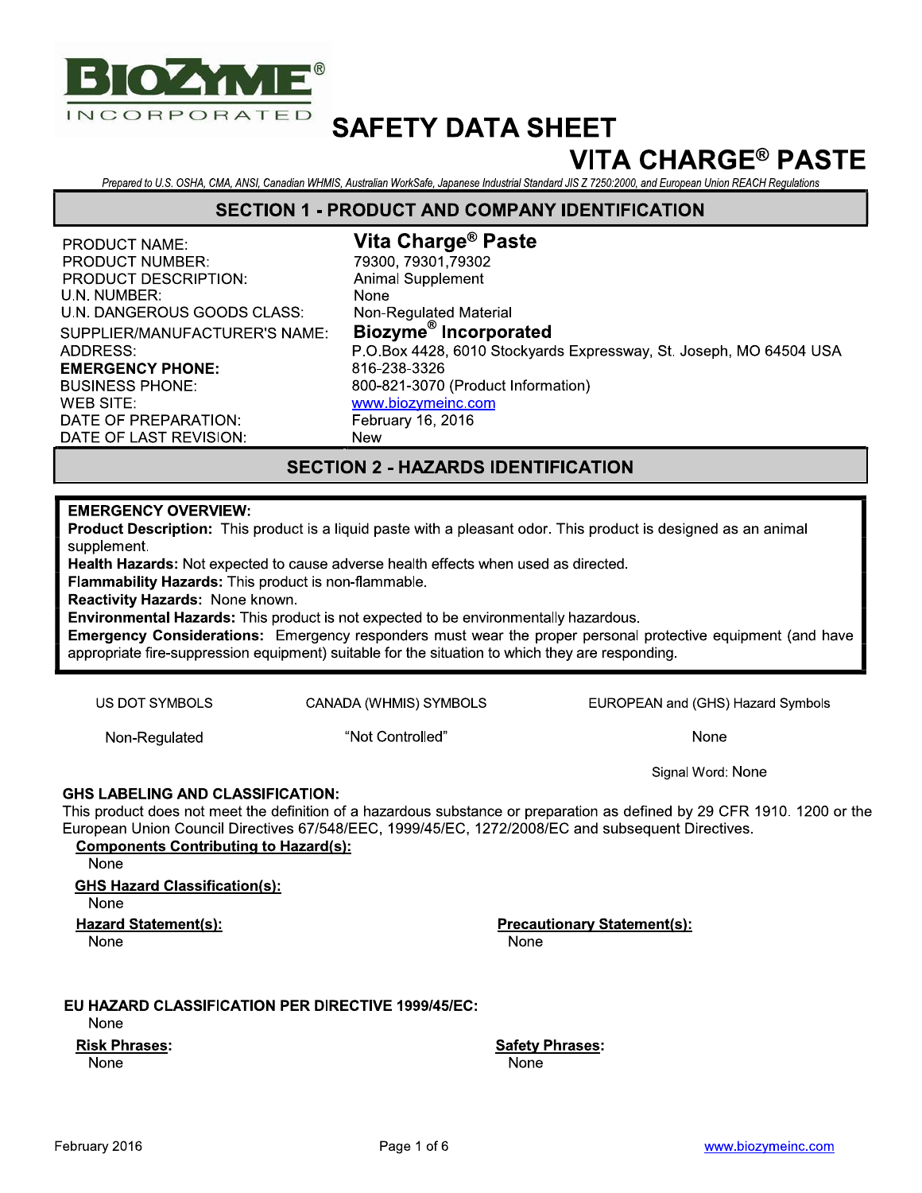BIOZYME®
INCORPORATED

# SAFETY DATA SHEET
# VITA CHARGE® PASTE

*Prepared to U.S. OSHA, CMA, ANSI, Canadian WHMIS, Australian WorkSafe, Japanese Industrial Standard JIS Z 7250:2000, and European Union REACH Regulations*

## SECTION 1 - PRODUCT AND COMPANY IDENTIFICATION

| | |
|---|---|
| PRODUCT NAME: | **Vita Charge® Paste** |
| PRODUCT NUMBER: | 79300, 79301,79302 |
| PRODUCT DESCRIPTION: | Animal Supplement |
| U.N. NUMBER: | None |
| U.N. DANGEROUS GOODS CLASS: | Non-Regulated Material |
| SUPPLIER/MANUFACTURER'S NAME: | **Biozyme® Incorporated** |
| ADDRESS: | P.O.Box 4428, 6010 Stockyards Expressway, St. Joseph, MO 64504 USA |
| **EMERGENCY PHONE:** | 816-238-3326 |
| BUSINESS PHONE: | 800-821-3070 (Product Information) |
| WEB SITE: | www.biozymeinc.com |
| DATE OF PREPARATION: | February 16, 2016 |
| DATE OF LAST REVISION: | New |

## SECTION 2 - HAZARDS IDENTIFICATION

**EMERGENCY OVERVIEW:**

**Product Description:** This product is a liquid paste with a pleasant odor. This product is designed as an animal supplement.

**Health Hazards:** Not expected to cause adverse health effects when used as directed.

**Flammability Hazards:** This product is non-flammable.

**Reactivity Hazards:** None known.

**Environmental Hazards:** This product is not expected to be environmentally hazardous.

**Emergency Considerations:** Emergency responders must wear the proper personal protective equipment (and have appropriate fire-suppression equipment) suitable for the situation to which they are responding.

| US DOT SYMBOLS | CANADA (WHMIS) SYMBOLS | EUROPEAN and (GHS) Hazard Symbols |
|---|---|---|
| Non-Regulated | "Not Controlled" | None |

Signal Word: None

**GHS LABELING AND CLASSIFICATION:**

This product does not meet the definition of a hazardous substance or preparation as defined by 29 CFR 1910. 1200 or the European Union Council Directives 67/548/EEC, 1999/45/EC, 1272/2008/EC and subsequent Directives.

**Components Contributing to Hazard(s):**
None

**GHS Hazard Classification(s):**
None

**Hazard Statement(s):**
None

**Precautionary Statement(s):**
None

**EU HAZARD CLASSIFICATION PER DIRECTIVE 1999/45/EC:**
None

**Risk Phrases:**
None

**Safety Phrases:**
None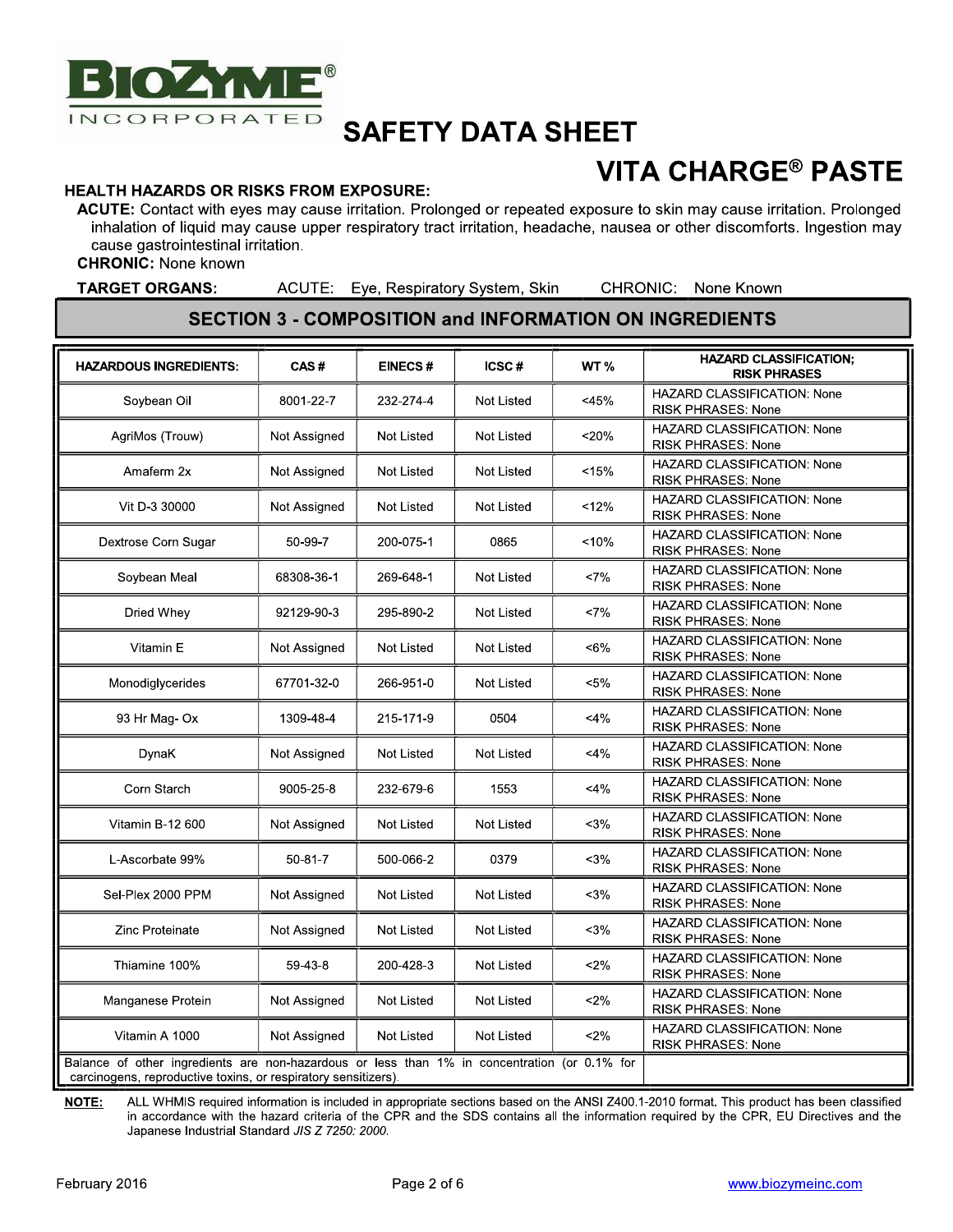# SAFETY DATA SHEET

## VITA CHARGE® PASTE

### HEALTH HAZARDS OR RISKS FROM EXPOSURE:

**ACUTE:** Contact with eyes may cause irritation. Prolonged or repeated exposure to skin may cause irritation. Prolonged inhalation of liquid may cause upper respiratory tract irritation, headache, nausea or other discomforts. Ingestion may cause gastrointestinal irritation.

**CHRONIC:** None known

**TARGET ORGANS:** ACUTE: Eye, Respiratory System, Skin CHRONIC: None Known

## SECTION 3 - COMPOSITION and INFORMATION ON INGREDIENTS

| HAZARDOUS INGREDIENTS: | CAS # | EINECS # | ICSC # | WT % | HAZARD CLASSIFICATION; RISK PHRASES |
|---|---|---|---|---|---|
| Soybean Oil | 8001-22-7 | 232-274-4 | Not Listed | <45% | HAZARD CLASSIFICATION: None RISK PHRASES: None |
| AgriMos (Trouw) | Not Assigned | Not Listed | Not Listed | <20% | HAZARD CLASSIFICATION: None RISK PHRASES: None |
| Amaferm 2x | Not Assigned | Not Listed | Not Listed | <15% | HAZARD CLASSIFICATION: None RISK PHRASES: None |
| Vit D-3 30000 | Not Assigned | Not Listed | Not Listed | <12% | HAZARD CLASSIFICATION: None RISK PHRASES: None |
| Dextrose Corn Sugar | 50-99-7 | 200-075-1 | 0865 | <10% | HAZARD CLASSIFICATION: None RISK PHRASES: None |
| Soybean Meal | 68308-36-1 | 269-648-1 | Not Listed | <7% | HAZARD CLASSIFICATION: None RISK PHRASES: None |
| Dried Whey | 92129-90-3 | 295-890-2 | Not Listed | <7% | HAZARD CLASSIFICATION: None RISK PHRASES: None |
| Vitamin E | Not Assigned | Not Listed | Not Listed | <6% | HAZARD CLASSIFICATION: None RISK PHRASES: None |
| Monodiglycerides | 67701-32-0 | 266-951-0 | Not Listed | <5% | HAZARD CLASSIFICATION: None RISK PHRASES: None |
| 93 Hr Mag- Ox | 1309-48-4 | 215-171-9 | 0504 | <4% | HAZARD CLASSIFICATION: None RISK PHRASES: None |
| DynaK | Not Assigned | Not Listed | Not Listed | <4% | HAZARD CLASSIFICATION: None RISK PHRASES: None |
| Corn Starch | 9005-25-8 | 232-679-6 | 1553 | <4% | HAZARD CLASSIFICATION: None RISK PHRASES: None |
| Vitamin B-12 600 | Not Assigned | Not Listed | Not Listed | <3% | HAZARD CLASSIFICATION: None RISK PHRASES: None |
| L-Ascorbate 99% | 50-81-7 | 500-066-2 | 0379 | <3% | HAZARD CLASSIFICATION: None RISK PHRASES: None |
| Sel-Plex 2000 PPM | Not Assigned | Not Listed | Not Listed | <3% | HAZARD CLASSIFICATION: None RISK PHRASES: None |
| Zinc Proteinate | Not Assigned | Not Listed | Not Listed | <3% | HAZARD CLASSIFICATION: None RISK PHRASES: None |
| Thiamine 100% | 59-43-8 | 200-428-3 | Not Listed | <2% | HAZARD CLASSIFICATION: None RISK PHRASES: None |
| Manganese Protein | Not Assigned | Not Listed | Not Listed | <2% | HAZARD CLASSIFICATION: None RISK PHRASES: None |
| Vitamin A 1000 | Not Assigned | Not Listed | Not Listed | <2% | HAZARD CLASSIFICATION: None RISK PHRASES: None |
| Balance of other ingredients are non-hazardous or less than 1% in concentration (or 0.1% for carcinogens, reproductive toxins, or respiratory sensitizers). | | | | | |

**NOTE:** ALL WHMIS required information is included in appropriate sections based on the ANSI Z400.1-2010 format. This product has been classified in accordance with the hazard criteria of the CPR and the SDS contains all the information required by the CPR, EU Directives and the Japanese Industrial Standard *JIS Z 7250: 2000.*

February 2016 www.biozymeinc.com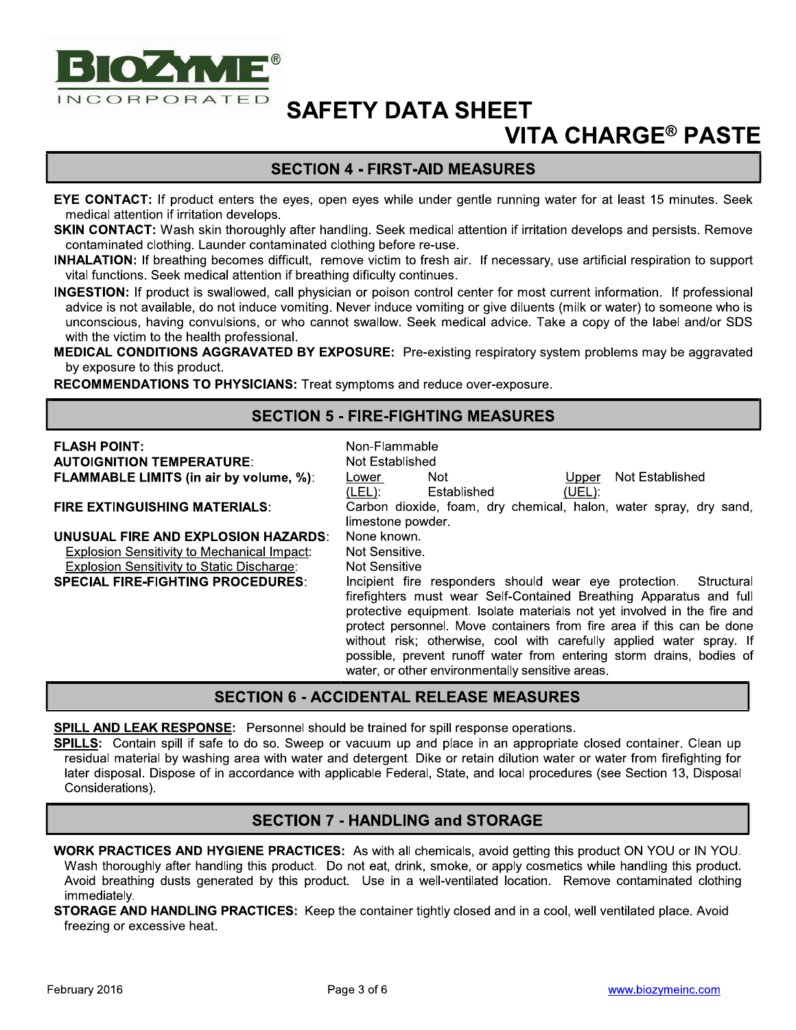# SAFETY DATA SHEET
# VITA CHARGE® PASTE

## SECTION 4 - FIRST-AID MEASURES

**EYE CONTACT:** If product enters the eyes, open eyes while under gentle running water for at least 15 minutes. Seek medical attention if irritation develops.

**SKIN CONTACT:** Wash skin thoroughly after handling. Seek medical attention if irritation develops and persists. Remove contaminated clothing. Launder contaminated clothing before re-use.

**INHALATION:** If breathing becomes difficult, remove victim to fresh air. If necessary, use artificial respiration to support vital functions. Seek medical attention if breathing dificulty continues.

**INGESTION:** If product is swallowed, call physician or poison control center for most current information. If professional advice is not available, do not induce vomiting. Never induce vomiting or give diluents (milk or water) to someone who is unconscious, having convulsions, or who cannot swallow. Seek medical advice. Take a copy of the label and/or SDS with the victim to the health professional.

**MEDICAL CONDITIONS AGGRAVATED BY EXPOSURE:** Pre-existing respiratory system problems may be aggravated by exposure to this product.

**RECOMMENDATIONS TO PHYSICIANS:** Treat symptoms and reduce over-exposure.

## SECTION 5 - FIRE-FIGHTING MEASURES

**FLASH POINT:** Non-Flammable

**AUTOIGNITION TEMPERATURE:** Not Established

**FLAMMABLE LIMITS (in air by volume, %):** Lower (LEL): Not Established Upper (UEL): Not Established

**FIRE EXTINGUISHING MATERIALS:** Carbon dioxide, foam, dry chemical, halon, water spray, dry sand, limestone powder.

**UNUSUAL FIRE AND EXPLOSION HAZARDS:** None known.

Explosion Sensitivity to Mechanical Impact: Not Sensitive.

Explosion Sensitivity to Static Discharge: Not Sensitive

**SPECIAL FIRE-FIGHTING PROCEDURES:** Incipient fire responders should wear eye protection. Structural firefighters must wear Self-Contained Breathing Apparatus and full protective equipment. Isolate materials not yet involved in the fire and protect personnel. Move containers from fire area if this can be done without risk; otherwise, cool with carefully applied water spray. If possible, prevent runoff water from entering storm drains, bodies of water, or other environmentally sensitive areas.

## SECTION 6 - ACCIDENTAL RELEASE MEASURES

**SPILL AND LEAK RESPONSE:** Personnel should be trained for spill response operations.

**SPILLS:** Contain spill if safe to do so. Sweep or vacuum up and place in an appropriate closed container. Clean up residual material by washing area with water and detergent. Dike or retain dilution water or water from firefighting for later disposal. Dispose of in accordance with applicable Federal, State, and local procedures (see Section 13, Disposal Considerations).

## SECTION 7 - HANDLING and STORAGE

**WORK PRACTICES AND HYGIENE PRACTICES:** As with all chemicals, avoid getting this product ON YOU or IN YOU. Wash thoroughly after handling this product. Do not eat, drink, smoke, or apply cosmetics while handling this product. Avoid breathing dusts generated by this product. Use in a well-ventilated location. Remove contaminated clothing immediately.

**STORAGE AND HANDLING PRACTICES:** Keep the container tightly closed and in a cool, well ventilated place. Avoid freezing or excessive heat.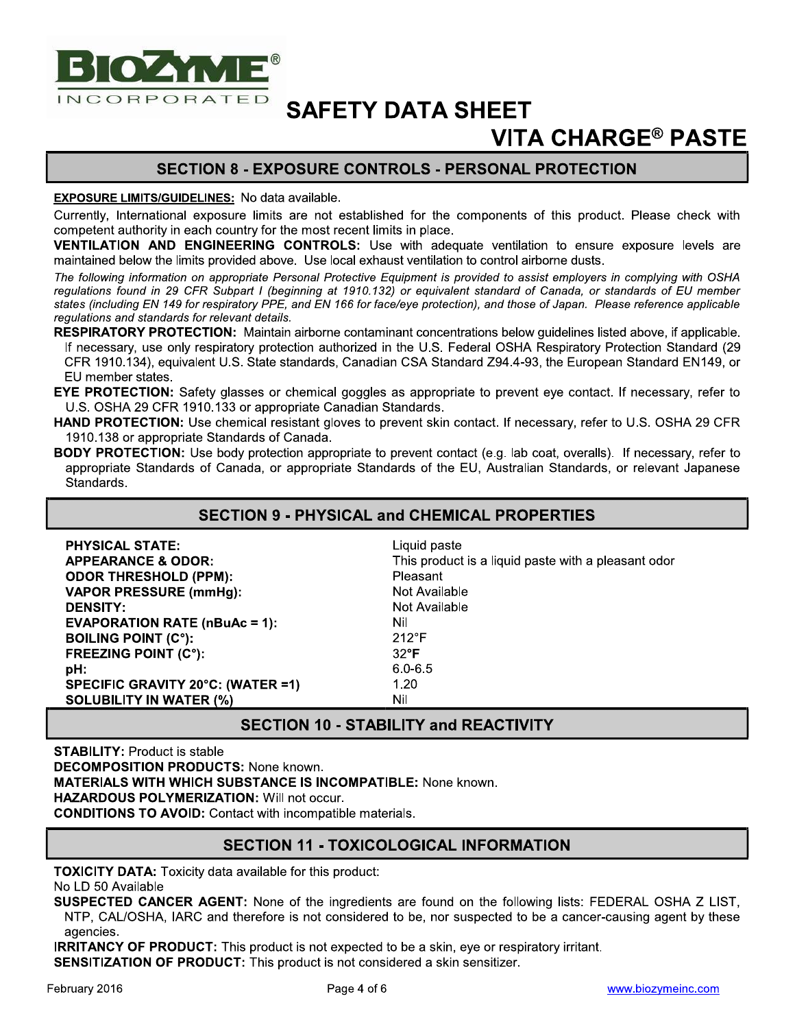# SAFETY DATA SHEET

## VITA CHARGE® PASTE

## SECTION 8 - EXPOSURE CONTROLS - PERSONAL PROTECTION

**EXPOSURE LIMITS/GUIDELINES:** No data available.

Currently, International exposure limits are not established for the components of this product. Please check with competent authority in each country for the most recent limits in place.

**VENTILATION AND ENGINEERING CONTROLS:** Use with adequate ventilation to ensure exposure levels are maintained below the limits provided above. Use local exhaust ventilation to control airborne dusts.

*The following information on appropriate Personal Protective Equipment is provided to assist employers in complying with OSHA regulations found in 29 CFR Subpart I (beginning at 1910.132) or equivalent standard of Canada, or standards of EU member states (including EN 149 for respiratory PPE, and EN 166 for face/eye protection), and those of Japan. Please reference applicable regulations and standards for relevant details.*

**RESPIRATORY PROTECTION:** Maintain airborne contaminant concentrations below guidelines listed above, if applicable. If necessary, use only respiratory protection authorized in the U.S. Federal OSHA Respiratory Protection Standard (29 CFR 1910.134), equivalent U.S. State standards, Canadian CSA Standard Z94.4-93, the European Standard EN149, or EU member states.

**EYE PROTECTION:** Safety glasses or chemical goggles as appropriate to prevent eye contact. If necessary, refer to U.S. OSHA 29 CFR 1910.133 or appropriate Canadian Standards.

**HAND PROTECTION:** Use chemical resistant gloves to prevent skin contact. If necessary, refer to U.S. OSHA 29 CFR 1910.138 or appropriate Standards of Canada.

**BODY PROTECTION:** Use body protection appropriate to prevent contact (e.g. lab coat, overalls). If necessary, refer to appropriate Standards of Canada, or appropriate Standards of the EU, Australian Standards, or relevant Japanese Standards.

## SECTION 9 - PHYSICAL and CHEMICAL PROPERTIES

| | |
|---|---|
| **PHYSICAL STATE:** | Liquid paste |
| **APPEARANCE & ODOR:** | This product is a liquid paste with a pleasant odor |
| **ODOR THRESHOLD (PPM):** | Pleasant |
| **VAPOR PRESSURE (mmHg):** | Not Available |
| **DENSITY:** | Not Available |
| **EVAPORATION RATE (nBuAc = 1):** | Nil |
| **BOILING POINT (C°):** | 212°F |
| **FREEZING POINT (C°):** | 32°**F** |
| **pH:** | 6.0-6.5 |
| **SPECIFIC GRAVITY 20°C: (WATER =1)** | 1.20 |
| **SOLUBILITY IN WATER (%)** | Nil |

## SECTION 10 - STABILITY and REACTIVITY

**STABILITY:** Product is stable

**DECOMPOSITION PRODUCTS:** None known.

**MATERIALS WITH WHICH SUBSTANCE IS INCOMPATIBLE:** None known.

**HAZARDOUS POLYMERIZATION:** Will not occur.

**CONDITIONS TO AVOID:** Contact with incompatible materials.

## SECTION 11 - TOXICOLOGICAL INFORMATION

**TOXICITY DATA:** Toxicity data available for this product:

No LD 50 Available

**SUSPECTED CANCER AGENT:** None of the ingredients are found on the following lists: FEDERAL OSHA Z LIST, NTP, CAL/OSHA, IARC and therefore is not considered to be, nor suspected to be a cancer-causing agent by these agencies.

**IRRITANCY OF PRODUCT:** This product is not expected to be a skin, eye or respiratory irritant.

**SENSITIZATION OF PRODUCT:** This product is not considered a skin sensitizer.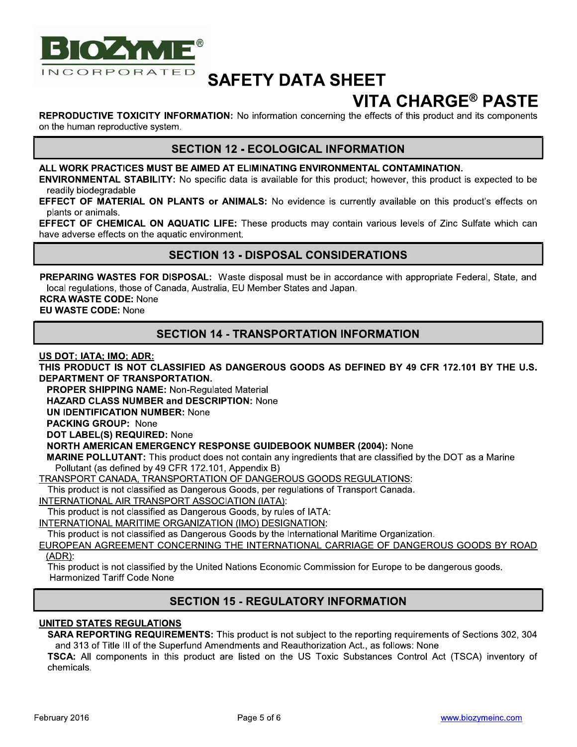**REPRODUCTIVE TOXICITY INFORMATION:** No information concerning the effects of this product and its components on the human reproductive system.

## SECTION 12 - ECOLOGICAL INFORMATION

**ALL WORK PRACTICES MUST BE AIMED AT ELIMINATING ENVIRONMENTAL CONTAMINATION.**

**ENVIRONMENTAL STABILITY:** No specific data is available for this product; however, this product is expected to be readily biodegradable

**EFFECT OF MATERIAL ON PLANTS or ANIMALS:** No evidence is currently available on this product's effects on plants or animals.

**EFFECT OF CHEMICAL ON AQUATIC LIFE:** These products may contain various levels of Zinc Sulfate which can have adverse effects on the aquatic environment.

## SECTION 13 - DISPOSAL CONSIDERATIONS

**PREPARING WASTES FOR DISPOSAL:** Waste disposal must be in accordance with appropriate Federal, State, and local regulations, those of Canada, Australia, EU Member States and Japan.

**RCRA WASTE CODE:** None

**EU WASTE CODE:** None

## SECTION 14 - TRANSPORTATION INFORMATION

**US DOT; IATA; IMO; ADR:**

**THIS PRODUCT IS NOT CLASSIFIED AS DANGEROUS GOODS AS DEFINED BY 49 CFR 172.101 BY THE U.S. DEPARTMENT OF TRANSPORTATION.**

**PROPER SHIPPING NAME:** Non-Regulated Material

**HAZARD CLASS NUMBER and DESCRIPTION:** None

**UN IDENTIFICATION NUMBER:** None

**PACKING GROUP:** None

**DOT LABEL(S) REQUIRED:** None

**NORTH AMERICAN EMERGENCY RESPONSE GUIDEBOOK NUMBER (2004):** None

**MARINE POLLUTANT:** This product does not contain any ingredients that are classified by the DOT as a Marine Pollutant (as defined by 49 CFR 172.101, Appendix B)

TRANSPORT CANADA, TRANSPORTATION OF DANGEROUS GOODS REGULATIONS:

This product is not classified as Dangerous Goods, per regulations of Transport Canada.

INTERNATIONAL AIR TRANSPORT ASSOCIATION (IATA):

This product is not classified as Dangerous Goods, by rules of IATA:

INTERNATIONAL MARITIME ORGANIZATION (IMO) DESIGNATION:

This product is not classified as Dangerous Goods by the International Maritime Organization.

EUROPEAN AGREEMENT CONCERNING THE INTERNATIONAL CARRIAGE OF DANGEROUS GOODS BY ROAD (ADR):

This product is not classified by the United Nations Economic Commission for Europe to be dangerous goods.
Harmonized Tariff Code None

## SECTION 15 - REGULATORY INFORMATION

**UNITED STATES REGULATIONS**

**SARA REPORTING REQUIREMENTS:** This product is not subject to the reporting requirements of Sections 302, 304 and 313 of Title III of the Superfund Amendments and Reauthorization Act., as follows: None

**TSCA:** All components in this product are listed on the US Toxic Substances Control Act (TSCA) inventory of chemicals.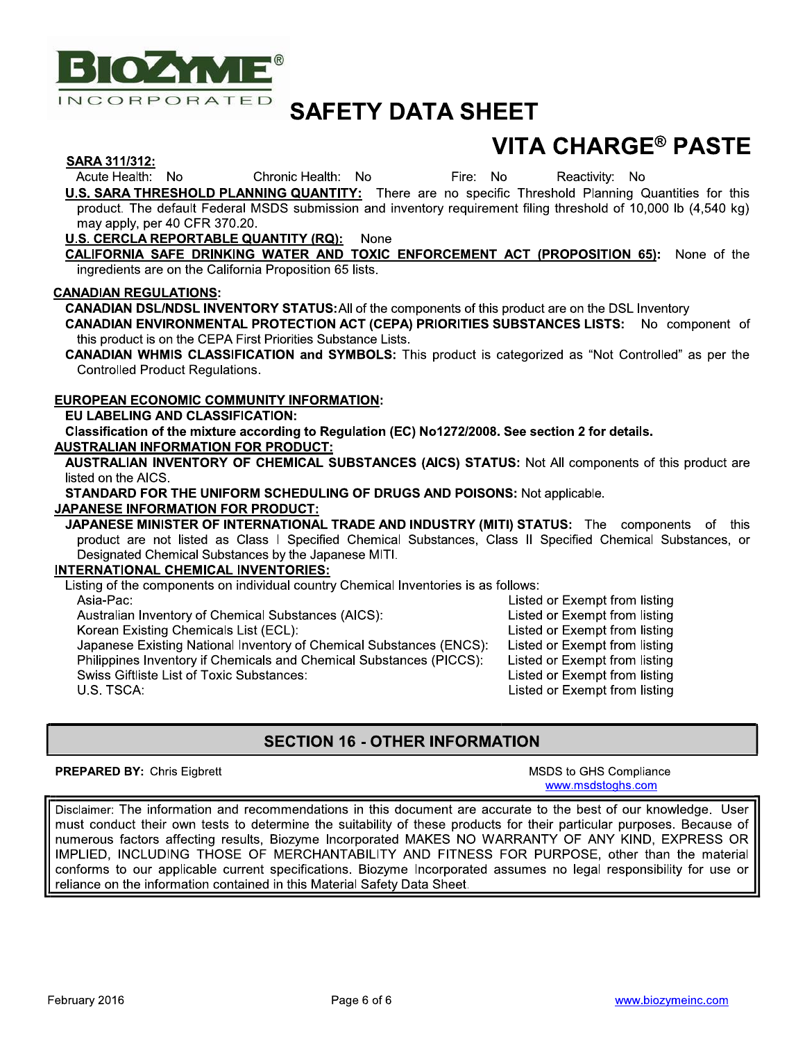# SAFETY DATA SHEET

## VITA CHARGE® PASTE

**SARA 311/312:**

Acute Health: No Chronic Health: No Fire: No Reactivity: No

**U.S. SARA THRESHOLD PLANNING QUANTITY:** There are no specific Threshold Planning Quantities for this product. The default Federal MSDS submission and inventory requirement filing threshold of 10,000 lb (4,540 kg) may apply, per 40 CFR 370.20.

**U.S. CERCLA REPORTABLE QUANTITY (RQ):** None

**CALIFORNIA SAFE DRINKING WATER AND TOXIC ENFORCEMENT ACT (PROPOSITION 65):** None of the ingredients are on the California Proposition 65 lists.

**CANADIAN REGULATIONS:**

**CANADIAN DSL/NDSL INVENTORY STATUS:** All of the components of this product are on the DSL Inventory

**CANADIAN ENVIRONMENTAL PROTECTION ACT (CEPA) PRIORITIES SUBSTANCES LISTS:** No component of this product is on the CEPA First Priorities Substance Lists.

**CANADIAN WHMIS CLASSIFICATION and SYMBOLS:** This product is categorized as "Not Controlled" as per the Controlled Product Regulations.

**EUROPEAN ECONOMIC COMMUNITY INFORMATION:**

**EU LABELING AND CLASSIFICATION:**

**Classification of the mixture according to Regulation (EC) No1272/2008. See section 2 for details.**

**AUSTRALIAN INFORMATION FOR PRODUCT:**

**AUSTRALIAN INVENTORY OF CHEMICAL SUBSTANCES (AICS) STATUS:** Not All components of this product are listed on the AICS.

**STANDARD FOR THE UNIFORM SCHEDULING OF DRUGS AND POISONS:** Not applicable.

**JAPANESE INFORMATION FOR PRODUCT:**

**JAPANESE MINISTER OF INTERNATIONAL TRADE AND INDUSTRY (MITI) STATUS:** The components of this product are not listed as Class I Specified Chemical Substances, Class II Specified Chemical Substances, or Designated Chemical Substances by the Japanese MITI.

**INTERNATIONAL CHEMICAL INVENTORIES:**

Listing of the components on individual country Chemical Inventories is as follows:

| | |
|---|---|
| Asia-Pac: | Listed or Exempt from listing |
| Australian Inventory of Chemical Substances (AICS): | Listed or Exempt from listing |
| Korean Existing Chemicals List (ECL): | Listed or Exempt from listing |
| Japanese Existing National Inventory of Chemical Substances (ENCS): | Listed or Exempt from listing |
| Philippines Inventory if Chemicals and Chemical Substances (PICCS): | Listed or Exempt from listing |
| Swiss Giftliste List of Toxic Substances: | Listed or Exempt from listing |
| U.S. TSCA: | Listed or Exempt from listing |

## SECTION 16 - OTHER INFORMATION

**PREPARED BY:** Chris Eigbrett

MSDS to GHS Compliance
www.msdstoghs.com

Disclaimer: The information and recommendations in this document are accurate to the best of our knowledge. User must conduct their own tests to determine the suitability of these products for their particular purposes. Because of numerous factors affecting results, Biozyme Incorporated MAKES NO WARRANTY OF ANY KIND, EXPRESS OR IMPLIED, INCLUDING THOSE OF MERCHANTABILITY AND FITNESS FOR PURPOSE, other than the material conforms to our applicable current specifications. Biozyme Incorporated assumes no legal responsibility for use or reliance on the information contained in this Material Safety Data Sheet.